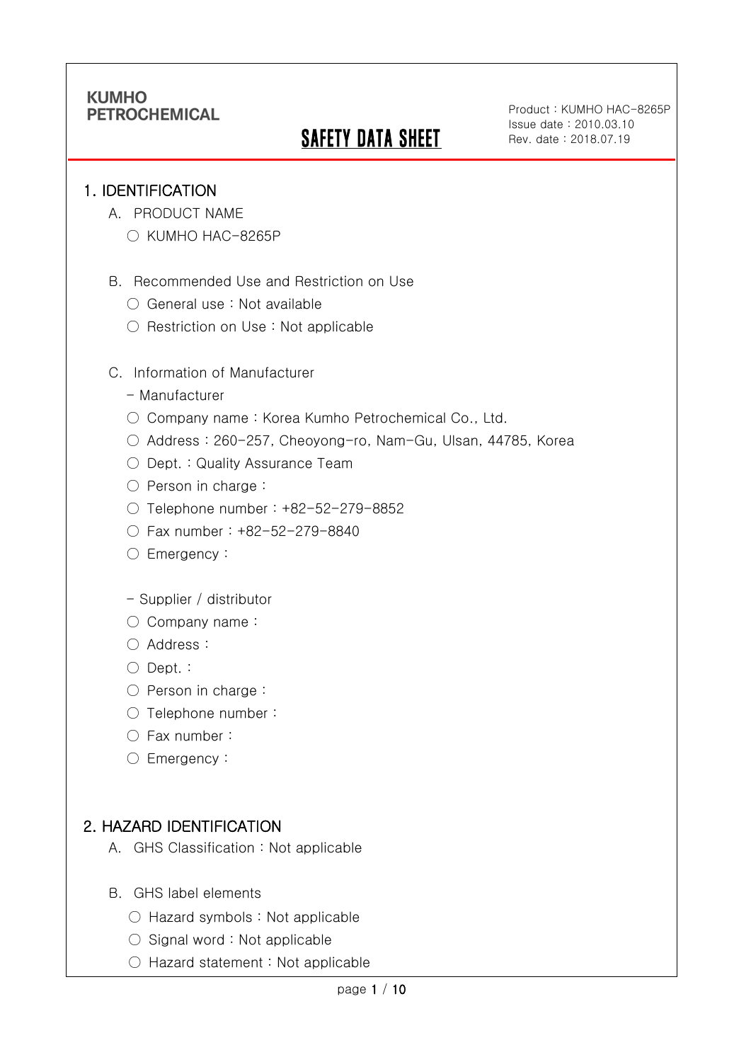KUMHO PETROCHEMICAL

# SAFETY DATA SHEET

Product : KUMHO HAC-8265P
Issue date : 2010.03.10
Rev. date : 2018.07.19

## 1. IDENTIFICATION

A. PRODUCT NAME

- ○ KUMHO HAC-8265P

B. Recommended Use and Restriction on Use

- ○ General use : Not available
- ○ Restriction on Use : Not applicable

C. Information of Manufacturer

\- Manufacturer

- ○ Company name : Korea Kumho Petrochemical Co., Ltd.
- ○ Address : 260-257, Cheoyong-ro, Nam-Gu, Ulsan, 44785, Korea
- ○ Dept. : Quality Assurance Team
- ○ Person in charge :
- ○ Telephone number : +82-52-279-8852
- ○ Fax number : +82-52-279-8840
- ○ Emergency :

\- Supplier / distributor

- ○ Company name :
- ○ Address :
- ○ Dept. :
- ○ Person in charge :
- ○ Telephone number :
- ○ Fax number :
- ○ Emergency :

## 2. HAZARD IDENTIFICATION

A. GHS Classification : Not applicable

B. GHS label elements

- ○ Hazard symbols : Not applicable
- ○ Signal word : Not applicable
- ○ Hazard statement : Not applicable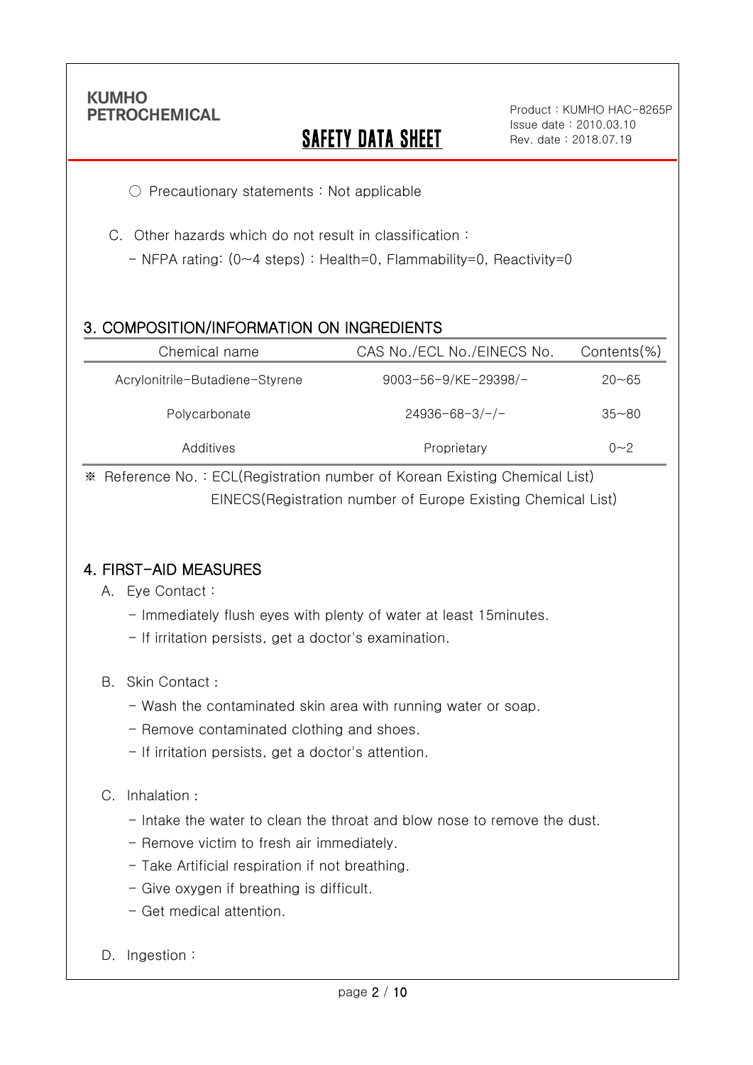○ Precautionary statements : Not applicable

C. Other hazards which do not result in classification :

- NFPA rating: (0~4 steps) : Health=0, Flammability=0, Reactivity=0

## 3. COMPOSITION/INFORMATION ON INGREDIENTS

| Chemical name | CAS No./ECL No./EINECS No. | Contents(%) |
|---|---|---|
| Acrylonitrile-Butadiene-Styrene | 9003-56-9/KE-29398/- | 20~65 |
| Polycarbonate | 24936-68-3/-/- | 35~80 |
| Additives | Proprietary | 0~2 |

※ Reference No. : ECL(Registration number of Korean Existing Chemical List)
EINECS(Registration number of Europe Existing Chemical List)

## 4. FIRST-AID MEASURES

A. Eye Contact :

- Immediately flush eyes with plenty of water at least 15minutes.
- If irritation persists, get a doctor's examination.

B. Skin Contact :

- Wash the contaminated skin area with running water or soap.
- Remove contaminated clothing and shoes.
- If irritation persists, get a doctor's attention.

C. Inhalation :

- Intake the water to clean the throat and blow nose to remove the dust.
- Remove victim to fresh air immediately.
- Take Artificial respiration if not breathing.
- Give oxygen if breathing is difficult.
- Get medical attention.

D. Ingestion :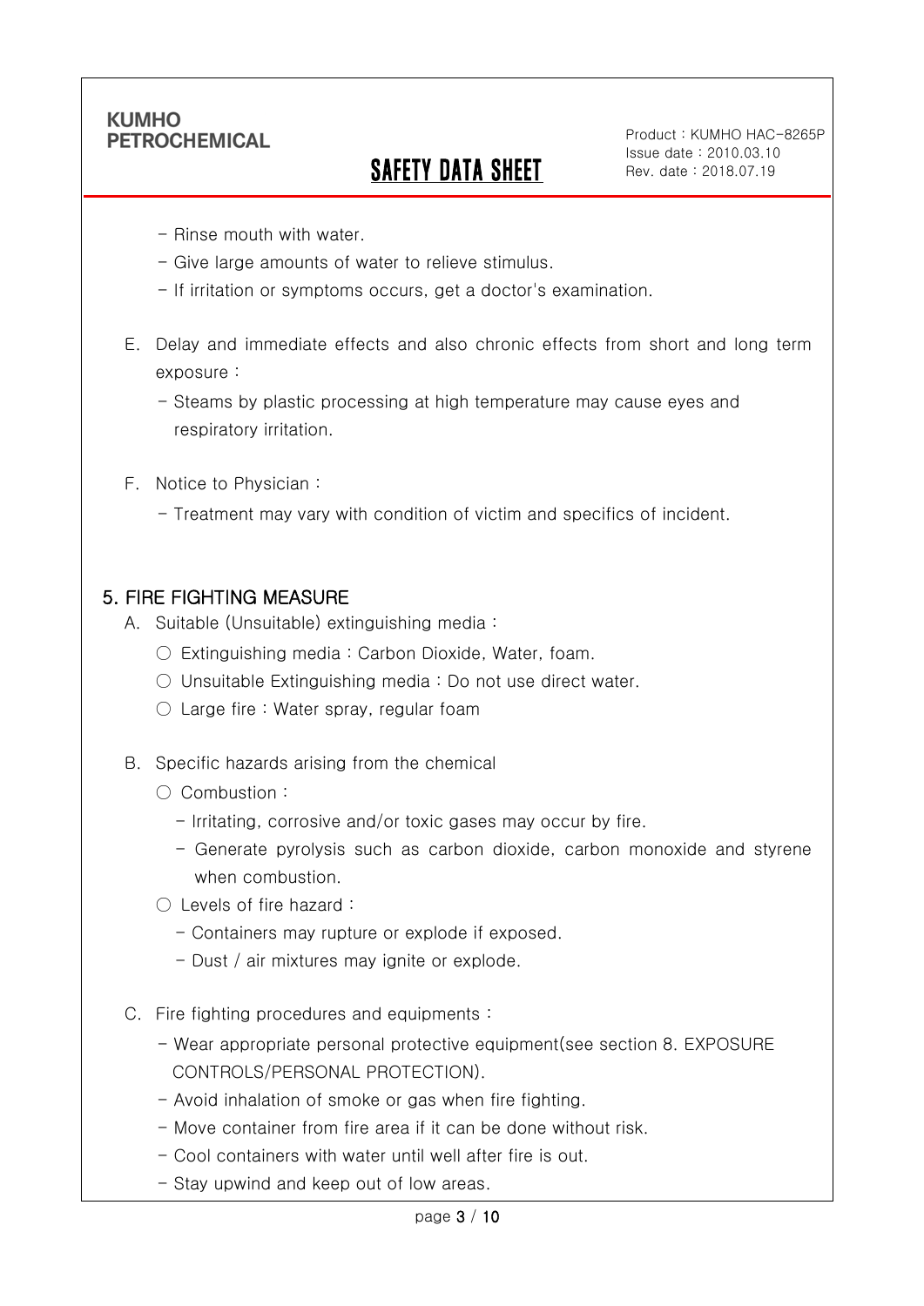- Rinse mouth with water.
- Give large amounts of water to relieve stimulus.
- If irritation or symptoms occurs, get a doctor's examination.

E. Delay and immediate effects and also chronic effects from short and long term exposure :

- Steams by plastic processing at high temperature may cause eyes and respiratory irritation.

F. Notice to Physician :

- Treatment may vary with condition of victim and specifics of incident.

## 5. FIRE FIGHTING MEASURE

A. Suitable (Unsuitable) extinguishing media :

○ Extinguishing media : Carbon Dioxide, Water, foam.

○ Unsuitable Extinguishing media : Do not use direct water.

○ Large fire : Water spray, regular foam

B. Specific hazards arising from the chemical

○ Combustion :

- Irritating, corrosive and/or toxic gases may occur by fire.
- Generate pyrolysis such as carbon dioxide, carbon monoxide and styrene when combustion.

○ Levels of fire hazard :

- Containers may rupture or explode if exposed.
- Dust / air mixtures may ignite or explode.

C. Fire fighting procedures and equipments :

- Wear appropriate personal protective equipment(see section 8. EXPOSURE CONTROLS/PERSONAL PROTECTION).
- Avoid inhalation of smoke or gas when fire fighting.
- Move container from fire area if it can be done without risk.
- Cool containers with water until well after fire is out.
- Stay upwind and keep out of low areas.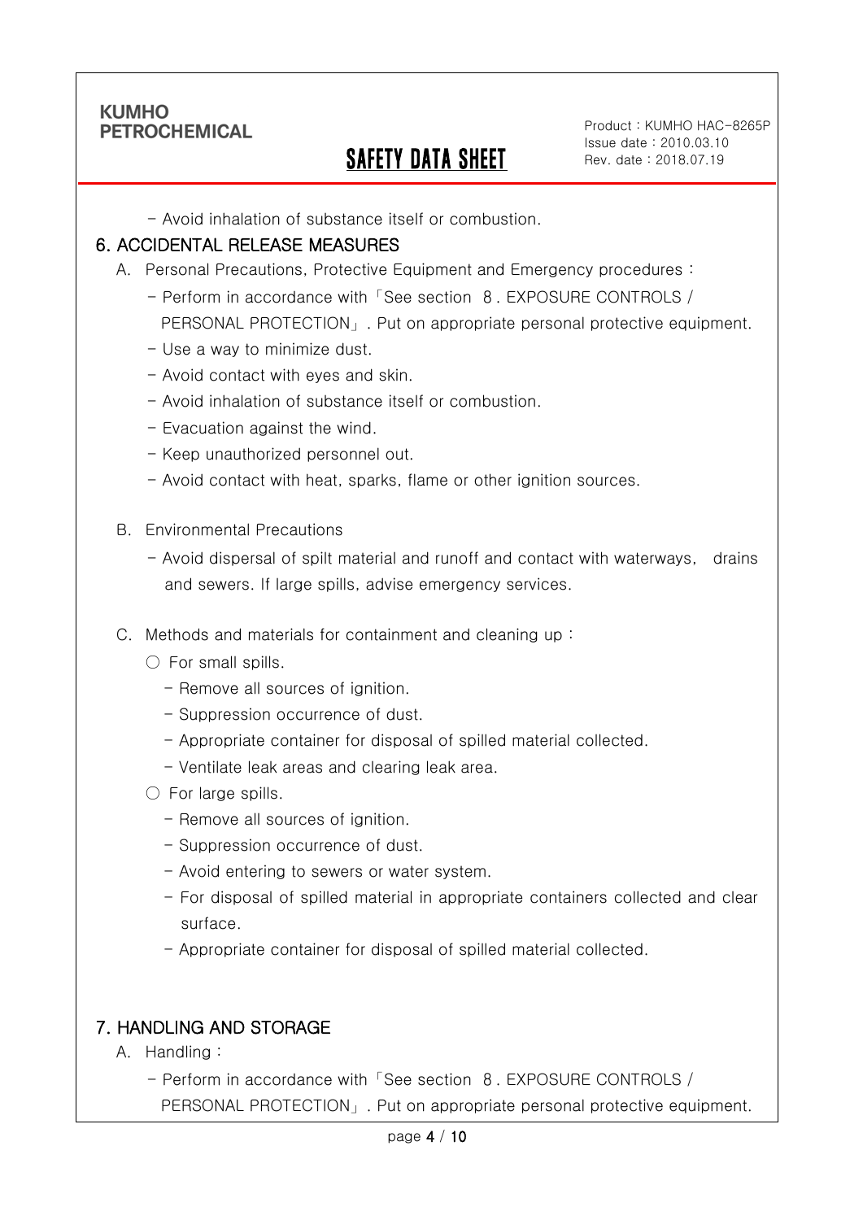- Avoid inhalation of substance itself or combustion.

## 6. ACCIDENTAL RELEASE MEASURES

A. Personal Precautions, Protective Equipment and Emergency procedures :

- Perform in accordance with「See section 8. EXPOSURE CONTROLS / PERSONAL PROTECTION」. Put on appropriate personal protective equipment.
- Use a way to minimize dust.
- Avoid contact with eyes and skin.
- Avoid inhalation of substance itself or combustion.
- Evacuation against the wind.
- Keep unauthorized personnel out.
- Avoid contact with heat, sparks, flame or other ignition sources.

B. Environmental Precautions

- Avoid dispersal of spilt material and runoff and contact with waterways, drains and sewers. If large spills, advise emergency services.

C. Methods and materials for containment and cleaning up :

○ For small spills.

- Remove all sources of ignition.
- Suppression occurrence of dust.
- Appropriate container for disposal of spilled material collected.
- Ventilate leak areas and clearing leak area.

○ For large spills.

- Remove all sources of ignition.
- Suppression occurrence of dust.
- Avoid entering to sewers or water system.
- For disposal of spilled material in appropriate containers collected and clear surface.
- Appropriate container for disposal of spilled material collected.

## 7. HANDLING AND STORAGE

A. Handling :

- Perform in accordance with「See section 8. EXPOSURE CONTROLS / PERSONAL PROTECTION」. Put on appropriate personal protective equipment.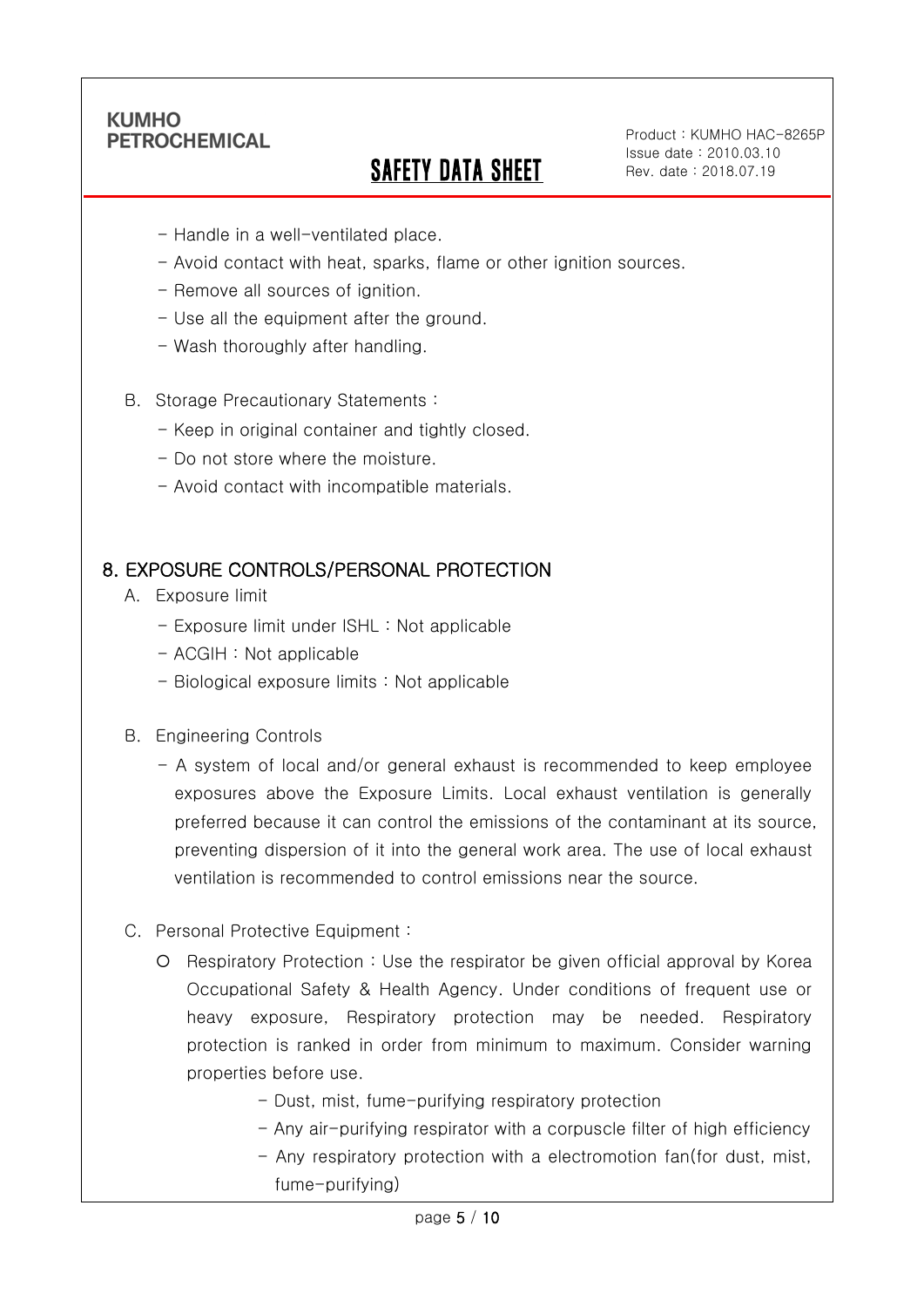- Handle in a well-ventilated place.
- Avoid contact with heat, sparks, flame or other ignition sources.
- Remove all sources of ignition.
- Use all the equipment after the ground.
- Wash thoroughly after handling.

B. Storage Precautionary Statements :

- Keep in original container and tightly closed.
- Do not store where the moisture.
- Avoid contact with incompatible materials.

## 8. EXPOSURE CONTROLS/PERSONAL PROTECTION

A. Exposure limit

- Exposure limit under ISHL : Not applicable
- ACGIH : Not applicable
- Biological exposure limits : Not applicable

B. Engineering Controls

- A system of local and/or general exhaust is recommended to keep employee exposures above the Exposure Limits. Local exhaust ventilation is generally preferred because it can control the emissions of the contaminant at its source, preventing dispersion of it into the general work area. The use of local exhaust ventilation is recommended to control emissions near the source.

C. Personal Protective Equipment :

○ Respiratory Protection : Use the respirator be given official approval by Korea Occupational Safety & Health Agency. Under conditions of frequent use or heavy exposure, Respiratory protection may be needed. Respiratory protection is ranked in order from minimum to maximum. Consider warning properties before use.

- Dust, mist, fume-purifying respiratory protection
- Any air-purifying respirator with a corpuscle filter of high efficiency
- Any respiratory protection with a electromotion fan(for dust, mist, fume-purifying)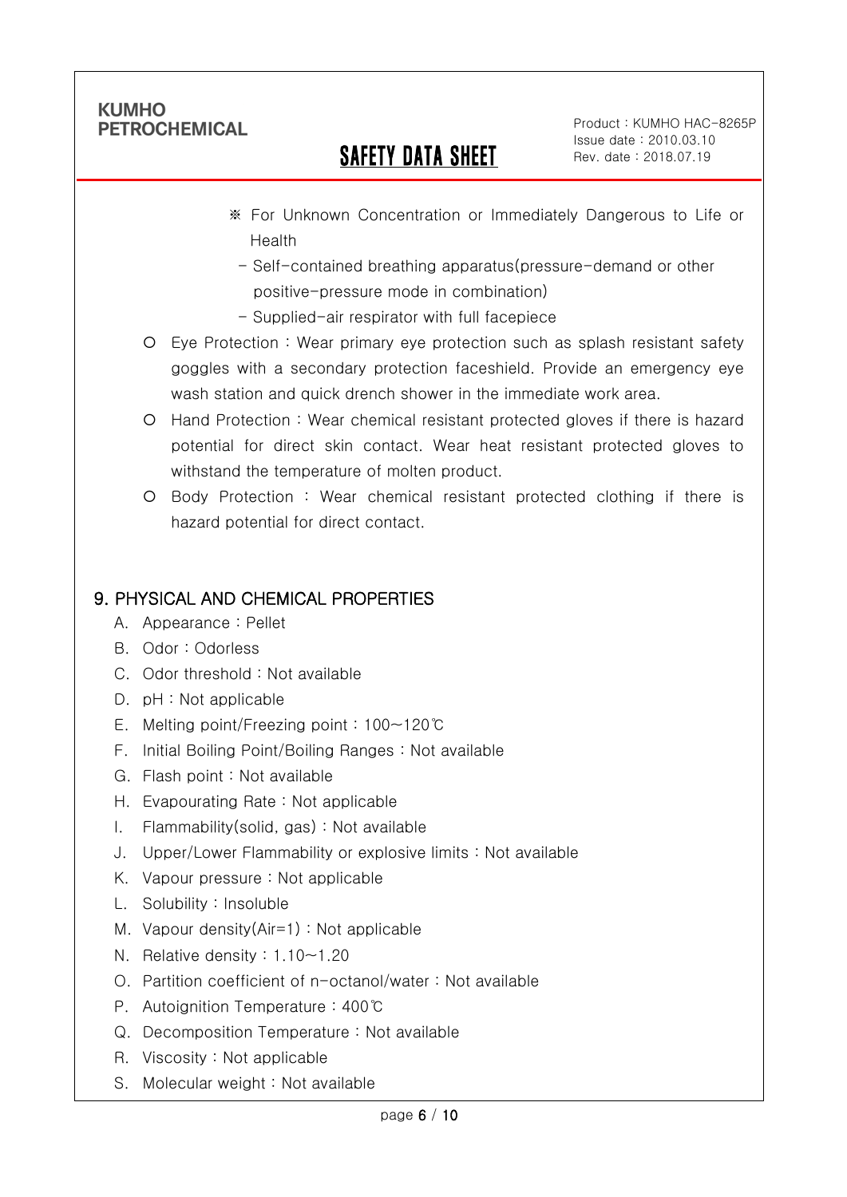※ For Unknown Concentration or Immediately Dangerous to Life or Health

- Self-contained breathing apparatus(pressure-demand or other positive-pressure mode in combination)
- Supplied-air respirator with full facepiece

- Eye Protection : Wear primary eye protection such as splash resistant safety goggles with a secondary protection faceshield. Provide an emergency eye wash station and quick drench shower in the immediate work area.
- Hand Protection : Wear chemical resistant protected gloves if there is hazard potential for direct skin contact. Wear heat resistant protected gloves to withstand the temperature of molten product.
- Body Protection : Wear chemical resistant protected clothing if there is hazard potential for direct contact.

## 9. PHYSICAL AND CHEMICAL PROPERTIES

A. Appearance : Pellet
B. Odor : Odorless
C. Odor threshold : Not available
D. pH : Not applicable
E. Melting point/Freezing point : 100~120℃
F. Initial Boiling Point/Boiling Ranges : Not available
G. Flash point : Not available
H. Evapourating Rate : Not applicable
I. Flammability(solid, gas) : Not available
J. Upper/Lower Flammability or explosive limits : Not available
K. Vapour pressure : Not applicable
L. Solubility : Insoluble
M. Vapour density(Air=1) : Not applicable
N. Relative density : 1.10~1.20
O. Partition coefficient of n-octanol/water : Not available
P. Autoignition Temperature : 400℃
Q. Decomposition Temperature : Not available
R. Viscosity : Not applicable
S. Molecular weight : Not available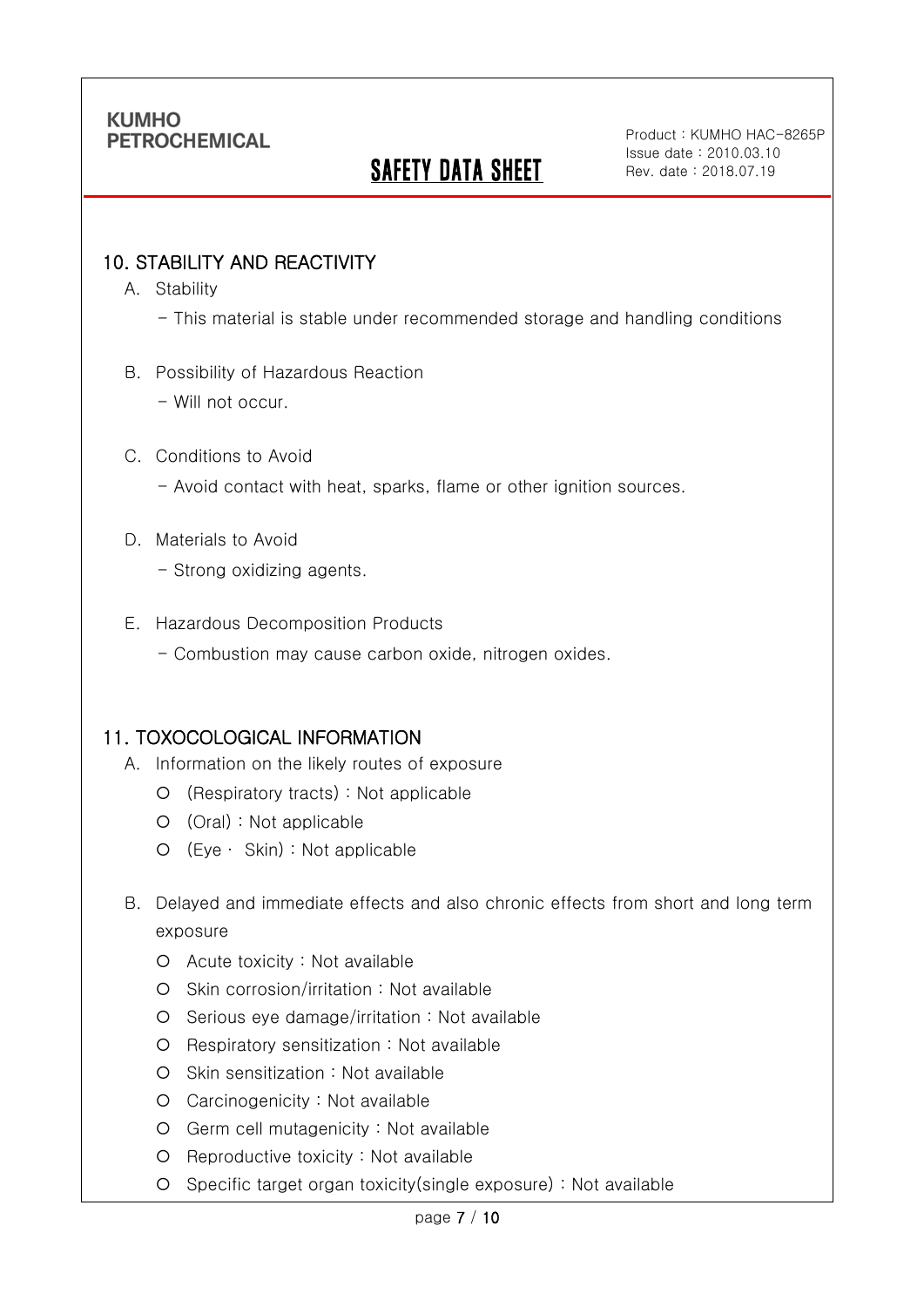## 10. STABILITY AND REACTIVITY

A. Stability

- This material is stable under recommended storage and handling conditions

B. Possibility of Hazardous Reaction

- Will not occur.

C. Conditions to Avoid

- Avoid contact with heat, sparks, flame or other ignition sources.

D. Materials to Avoid

- Strong oxidizing agents.

E. Hazardous Decomposition Products

- Combustion may cause carbon oxide, nitrogen oxides.

## 11. TOXOCOLOGICAL INFORMATION

A. Information on the likely routes of exposure

- (Respiratory tracts) : Not applicable
- (Oral) : Not applicable
- (Eye · Skin) : Not applicable

B. Delayed and immediate effects and also chronic effects from short and long term exposure

- Acute toxicity : Not available
- Skin corrosion/irritation : Not available
- Serious eye damage/irritation : Not available
- Respiratory sensitization : Not available
- Skin sensitization : Not available
- Carcinogenicity : Not available
- Germ cell mutagenicity : Not available
- Reproductive toxicity : Not available
- Specific target organ toxicity(single exposure) : Not available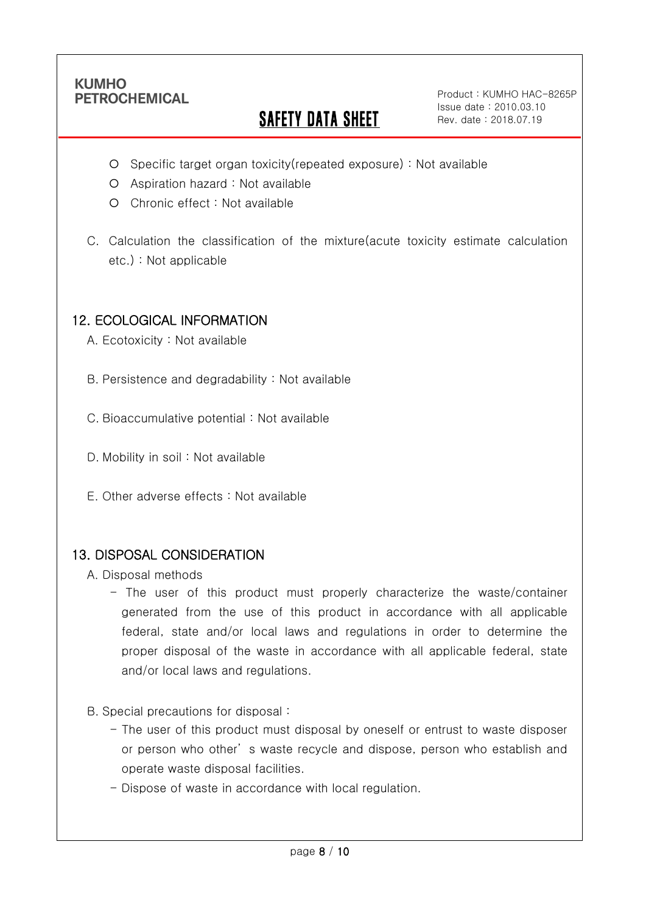- Specific target organ toxicity(repeated exposure) : Not available
- Aspiration hazard : Not available
- Chronic effect : Not available

C. Calculation the classification of the mixture(acute toxicity estimate calculation etc.) : Not applicable

## 12. ECOLOGICAL INFORMATION

A. Ecotoxicity : Not available

B. Persistence and degradability : Not available

C. Bioaccumulative potential : Not available

D. Mobility in soil : Not available

E. Other adverse effects : Not available

## 13. DISPOSAL CONSIDERATION

A. Disposal methods

- The user of this product must properly characterize the waste/container generated from the use of this product in accordance with all applicable federal, state and/or local laws and regulations in order to determine the proper disposal of the waste in accordance with all applicable federal, state and/or local laws and regulations.

B. Special precautions for disposal :

- The user of this product must disposal by oneself or entrust to waste disposer or person who other' s waste recycle and dispose, person who establish and operate waste disposal facilities.
- Dispose of waste in accordance with local regulation.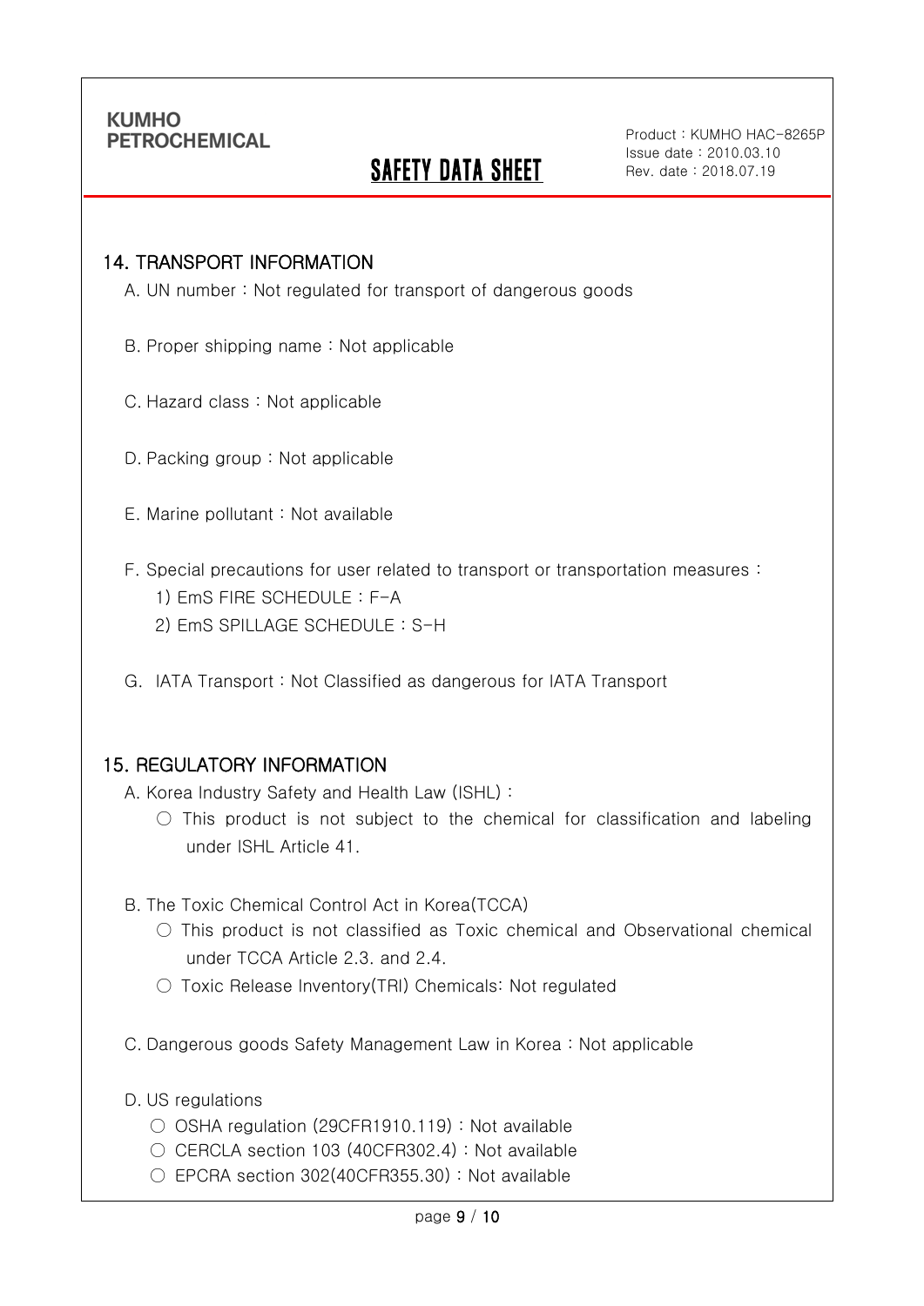## 14. TRANSPORT INFORMATION

A. UN number : Not regulated for transport of dangerous goods

B. Proper shipping name : Not applicable

C. Hazard class : Not applicable

D. Packing group : Not applicable

E. Marine pollutant : Not available

F. Special precautions for user related to transport or transportation measures :

1) EmS FIRE SCHEDULE : F-A
2) EmS SPILLAGE SCHEDULE : S-H

G. IATA Transport : Not Classified as dangerous for IATA Transport

## 15. REGULATORY INFORMATION

A. Korea Industry Safety and Health Law (ISHL) :

○ This product is not subject to the chemical for classification and labeling under ISHL Article 41.

B. The Toxic Chemical Control Act in Korea(TCCA)

○ This product is not classified as Toxic chemical and Observational chemical under TCCA Article 2.3. and 2.4.

○ Toxic Release Inventory(TRI) Chemicals: Not regulated

C. Dangerous goods Safety Management Law in Korea : Not applicable

D. US regulations

○ OSHA regulation (29CFR1910.119) : Not available

○ CERCLA section 103 (40CFR302.4) : Not available

○ EPCRA section 302(40CFR355.30) : Not available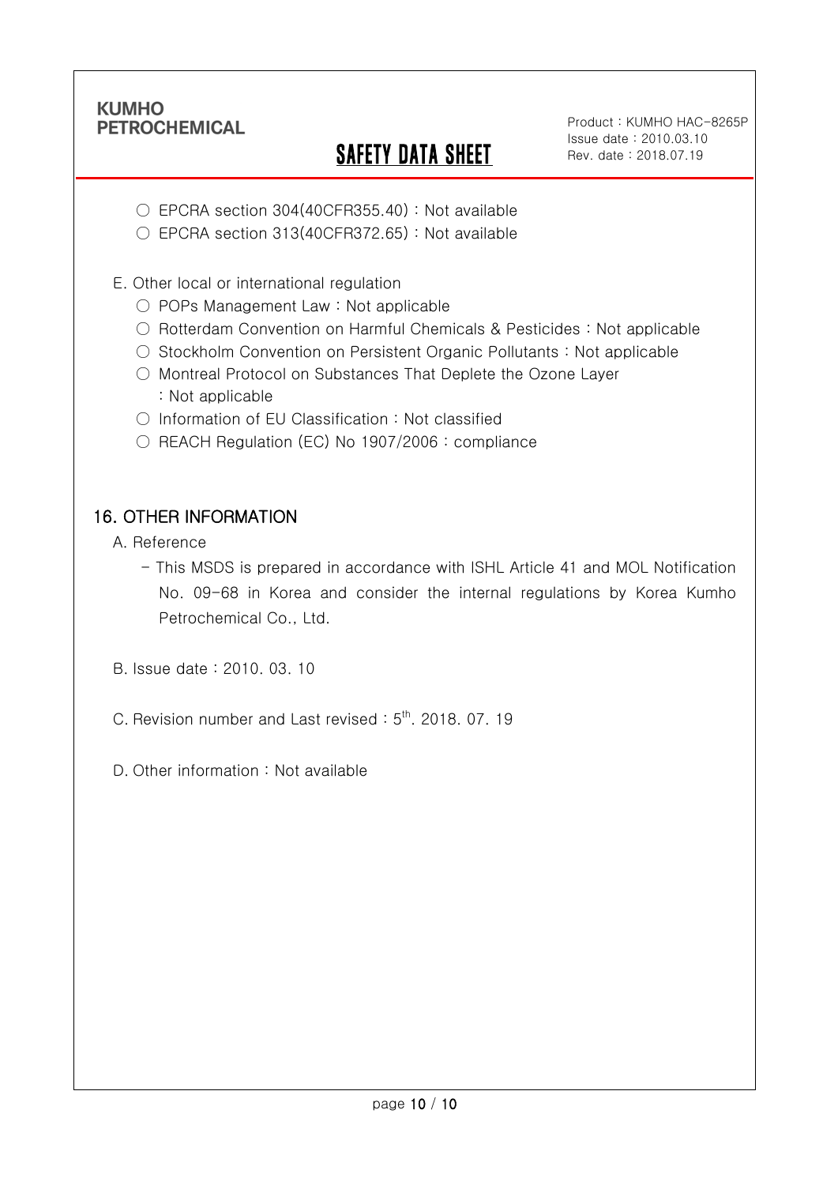○ EPCRA section 304(40CFR355.40) : Not available
○ EPCRA section 313(40CFR372.65) : Not available

E. Other local or international regulation
  ○ POPs Management Law : Not applicable
  ○ Rotterdam Convention on Harmful Chemicals & Pesticides : Not applicable
  ○ Stockholm Convention on Persistent Organic Pollutants : Not applicable
  ○ Montreal Protocol on Substances That Deplete the Ozone Layer : Not applicable
  ○ Information of EU Classification : Not classified
  ○ REACH Regulation (EC) No 1907/2006 : compliance

## 16. OTHER INFORMATION

A. Reference
  - This MSDS is prepared in accordance with ISHL Article 41 and MOL Notification No. 09-68 in Korea and consider the internal regulations by Korea Kumho Petrochemical Co., Ltd.

B. Issue date : 2010. 03. 10

C. Revision number and Last revised : 5$^{th}$. 2018. 07. 19

D. Other information : Not available